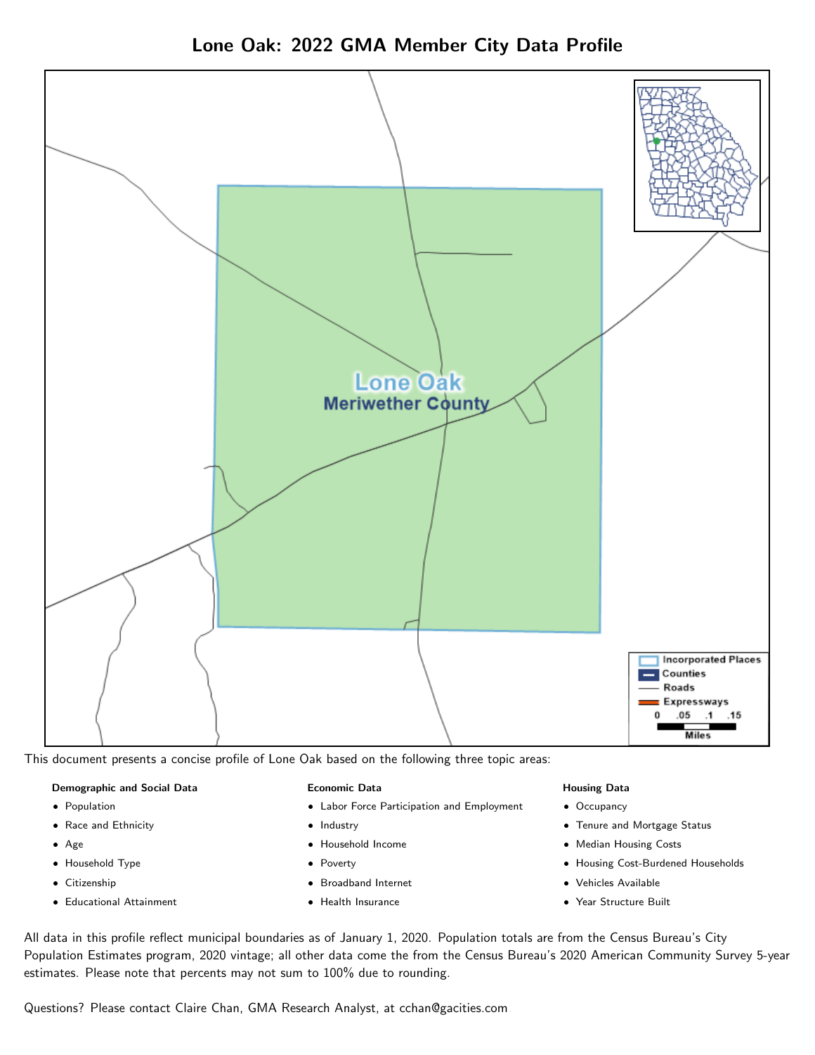# Lone Oak: 2022 GMA Member City Data Profile

This document presents a concise profile of Lone Oak based on the following three topic areas:

**Demographic and Social Data**

- Population
- Race and Ethnicity
- Age
- Household Type
- Citizenship
- Educational Attainment

**Economic Data**

- Labor Force Participation and Employment
- Industry
- Household Income
- Poverty
- Broadband Internet
- Health Insurance

**Housing Data**

- Occupancy
- Tenure and Mortgage Status
- Median Housing Costs
- Housing Cost-Burdened Households
- Vehicles Available
- Year Structure Built

All data in this profile reflect municipal boundaries as of January 1, 2020. Population totals are from the Census Bureau's City Population Estimates program, 2020 vintage; all other data come the from the Census Bureau's 2020 American Community Survey 5-year estimates. Please note that percents may not sum to 100% due to rounding.

Questions? Please contact Claire Chan, GMA Research Analyst, at cchan@gacities.com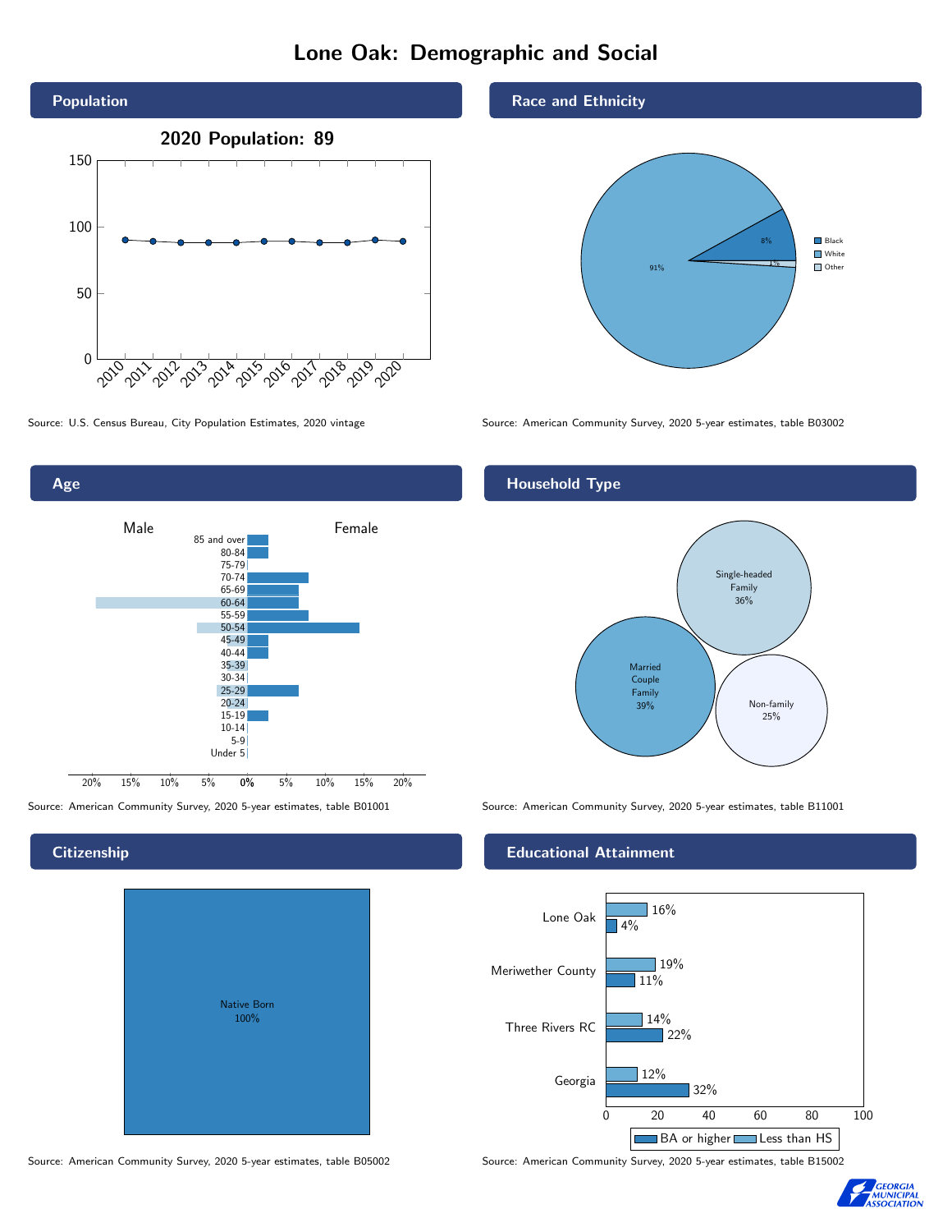# Lone Oak: Demographic and Social

## Population

**2020 Population: 89**

Source: U.S. Census Bureau, City Population Estimates, 2020 vintage

## Race and Ethnicity

| Race | Percent |
|---|---|
| Black | 8% |
| White | 91% |
| Other | 1% |

Source: American Community Survey, 2020 5-year estimates, table B03002

## Age

Source: American Community Survey, 2020 5-year estimates, table B01001

## Household Type

| Household Type | Percent |
|---|---|
| Single-headed Family | 36% |
| Married Couple Family | 39% |
| Non-family | 25% |

Source: American Community Survey, 2020 5-year estimates, table B11001

## Citizenship

Native Born 100%

Source: American Community Survey, 2020 5-year estimates, table B05002

## Educational Attainment

| Area | Less than HS | BA or higher |
|---|---|---|
| Lone Oak | 16% | 4% |
| Meriwether County | 19% | 11% |
| Three Rivers RC | 14% | 22% |
| Georgia | 12% | 32% |

Source: American Community Survey, 2020 5-year estimates, table B15002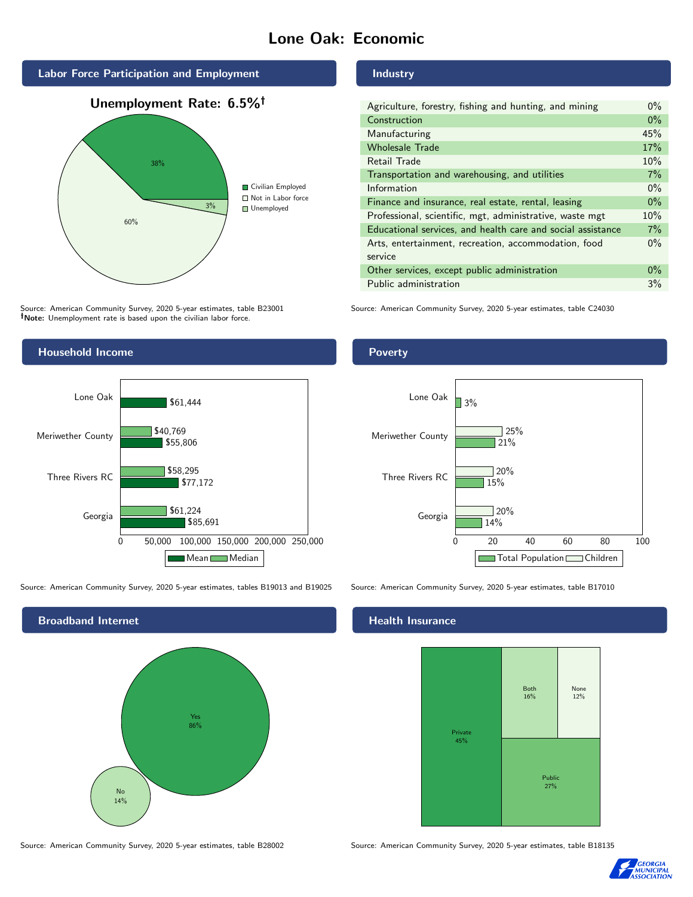# Lone Oak: Economic

## Labor Force Participation and Employment

**Unemployment Rate: 6.5%†**

| Category | Percent |
|---|---|
| Civilian Employed | 38% |
| Not in Labor force | 60% |
| Unemployed | 3% |

Source: American Community Survey, 2020 5-year estimates, table B23001
**†Note:** Unemployment rate is based upon the civilian labor force.

## Industry

| Industry | Percent |
|---|---|
| Agriculture, forestry, fishing and hunting, and mining | 0% |
| Construction | 0% |
| Manufacturing | 45% |
| Wholesale Trade | 17% |
| Retail Trade | 10% |
| Transportation and warehousing, and utilities | 7% |
| Information | 0% |
| Finance and insurance, real estate, rental, leasing | 0% |
| Professional, scientific, mgt, administrative, waste mgt | 10% |
| Educational services, and health care and social assistance | 7% |
| Arts, entertainment, recreation, accommodation, food service | 0% |
| Other services, except public administration | 0% |
| Public administration | 3% |

Source: American Community Survey, 2020 5-year estimates, table C24030

## Household Income

| | Median | Mean |
|---|---|---|
| Lone Oak | | $61,444 |
| Meriwether County | $40,769 | $55,806 |
| Three Rivers RC | $58,295 | $77,172 |
| Georgia | $61,224 | $85,691 |

Source: American Community Survey, 2020 5-year estimates, tables B19013 and B19025

## Poverty

| | Children | Total Population |
|---|---|---|
| Lone Oak | | 3% |
| Meriwether County | 25% | 21% |
| Three Rivers RC | 20% | 15% |
| Georgia | 20% | 14% |

Source: American Community Survey, 2020 5-year estimates, table B17010

## Broadband Internet

| | Percent |
|---|---|
| Yes | 86% |
| No | 14% |

Source: American Community Survey, 2020 5-year estimates, table B28002

## Health Insurance

| | Percent |
|---|---|
| Private | 45% |
| Both | 16% |
| None | 12% |
| Public | 27% |

Source: American Community Survey, 2020 5-year estimates, table B18135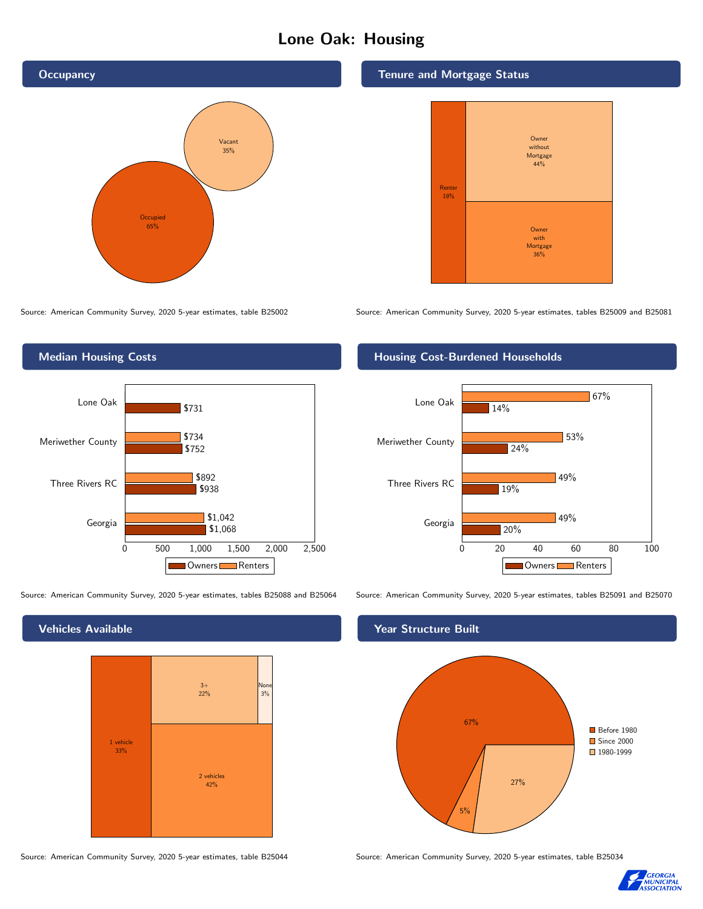# Lone Oak: Housing

## Occupancy

Vacant
35%

Occupied
65%

Source: American Community Survey, 2020 5-year estimates, table B25002

## Tenure and Mortgage Status

Renter
19%

Owner without Mortgage
44%

Owner with Mortgage
36%

Source: American Community Survey, 2020 5-year estimates, tables B25009 and B25081

## Median Housing Costs

Lone Oak
$731

Meriwether County
$734
$752

Three Rivers RC
$892
$938

Georgia
$1,042
$1,068

0 500 1,000 1,500 2,000 2,500

Owners Renters

Source: American Community Survey, 2020 5-year estimates, tables B25088 and B25064

## Housing Cost-Burdened Households

Lone Oak
67%
14%

Meriwether County
53%
24%

Three Rivers RC
49%
19%

Georgia
49%
20%

0 20 40 60 80 100

Owners Renters

Source: American Community Survey, 2020 5-year estimates, tables B25091 and B25070

## Vehicles Available

1 vehicle
33%

3+
22%

None
3%

2 vehicles
42%

Source: American Community Survey, 2020 5-year estimates, table B25044

## Year Structure Built

67%
5%
27%

Before 1980
Since 2000
1980-1999

Source: American Community Survey, 2020 5-year estimates, table B25034

GEORGIA MUNICIPAL ASSOCIATION